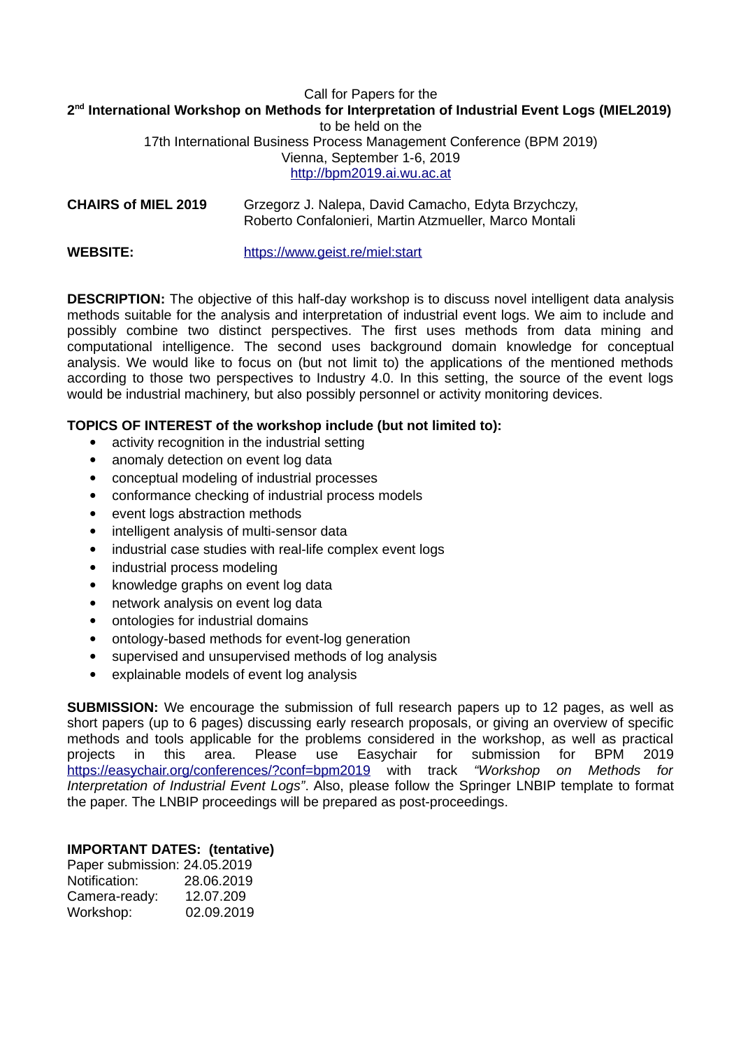Call for Papers for the

**2nd International Workshop on Methods for Interpretation of Industrial Event Logs (MIEL2019)**

to be held on the

17th International Business Process Management Conference (BPM 2019)

Vienna, September 1-6, 2019

http://bpm2019.ai.wu.ac.at

**CHAIRS of MIEL 2019** Grzegorz J. Nalepa, David Camacho, Edyta Brzychczy, Roberto Confalonieri, Martin Atzmueller, Marco Montali

**WEBSITE:** https://www.geist.re/miel:start

**DESCRIPTION:** The objective of this half-day workshop is to discuss novel intelligent data analysis methods suitable for the analysis and interpretation of industrial event logs. We aim to include and possibly combine two distinct perspectives. The first uses methods from data mining and computational intelligence. The second uses background domain knowledge for conceptual analysis. We would like to focus on (but not limit to) the applications of the mentioned methods according to those two perspectives to Industry 4.0. In this setting, the source of the event logs would be industrial machinery, but also possibly personnel or activity monitoring devices.

**TOPICS OF INTEREST of the workshop include (but not limited to):**

- activity recognition in the industrial setting
- anomaly detection on event log data
- conceptual modeling of industrial processes
- conformance checking of industrial process models
- event logs abstraction methods
- intelligent analysis of multi-sensor data
- industrial case studies with real-life complex event logs
- industrial process modeling
- knowledge graphs on event log data
- network analysis on event log data
- ontologies for industrial domains
- ontology-based methods for event-log generation
- supervised and unsupervised methods of log analysis
- explainable models of event log analysis

**SUBMISSION:** We encourage the submission of full research papers up to 12 pages, as well as short papers (up to 6 pages) discussing early research proposals, or giving an overview of specific methods and tools applicable for the problems considered in the workshop, as well as practical projects in this area. Please use Easychair for submission for BPM 2019 https://easychair.org/conferences/?conf=bpm2019 with track *"Workshop on Methods for Interpretation of Industrial Event Logs"*. Also, please follow the Springer LNBIP template to format the paper. The LNBIP proceedings will be prepared as post-proceedings.

**IMPORTANT DATES: (tentative)**

Paper submission: 24.05.2019
Notification: 28.06.2019
Camera-ready: 12.07.209
Workshop: 02.09.2019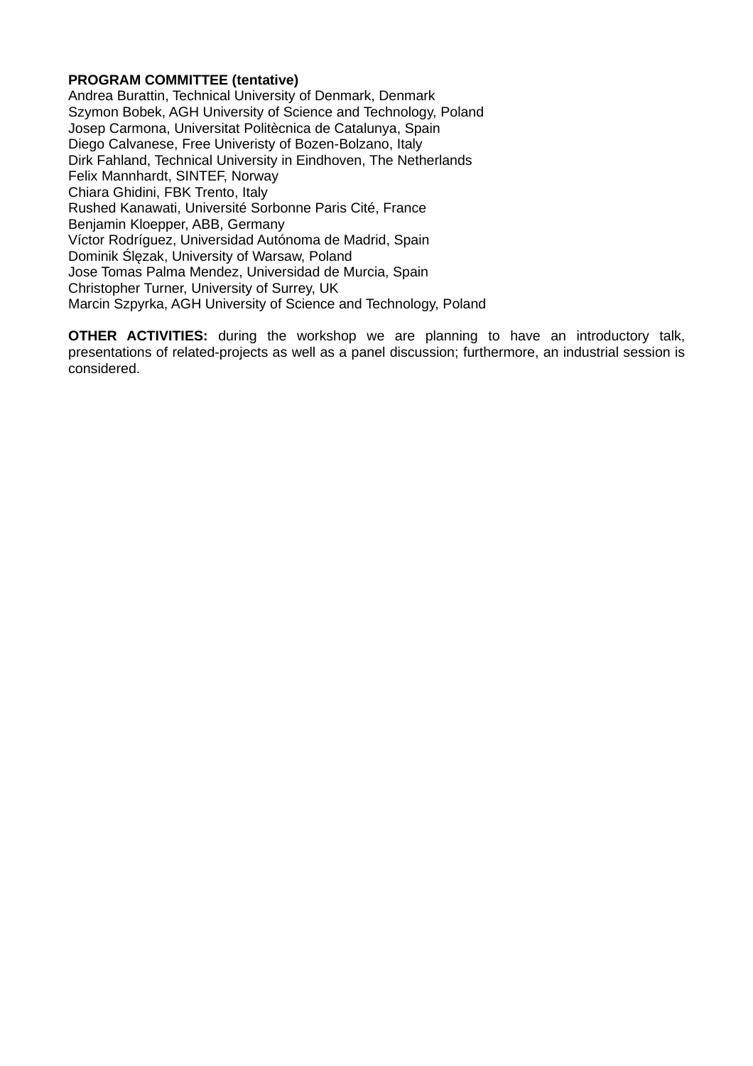**PROGRAM COMMITTEE (tentative)**
Andrea Burattin, Technical University of Denmark, Denmark
Szymon Bobek, AGH University of Science and Technology, Poland
Josep Carmona, Universitat Politècnica de Catalunya, Spain
Diego Calvanese, Free Univeristy of Bozen-Bolzano, Italy
Dirk Fahland, Technical University in Eindhoven, The Netherlands
Felix Mannhardt, SINTEF, Norway
Chiara Ghidini, FBK Trento, Italy
Rushed Kanawati, Université Sorbonne Paris Cité, France
Benjamin Kloepper, ABB, Germany
Víctor Rodríguez, Universidad Autónoma de Madrid, Spain
Dominik Ślęzak, University of Warsaw, Poland
Jose Tomas Palma Mendez, Universidad de Murcia, Spain
Christopher Turner, University of Surrey, UK
Marcin Szpyrka, AGH University of Science and Technology, Poland

**OTHER ACTIVITIES:** during the workshop we are planning to have an introductory talk, presentations of related-projects as well as a panel discussion; furthermore, an industrial session is considered.